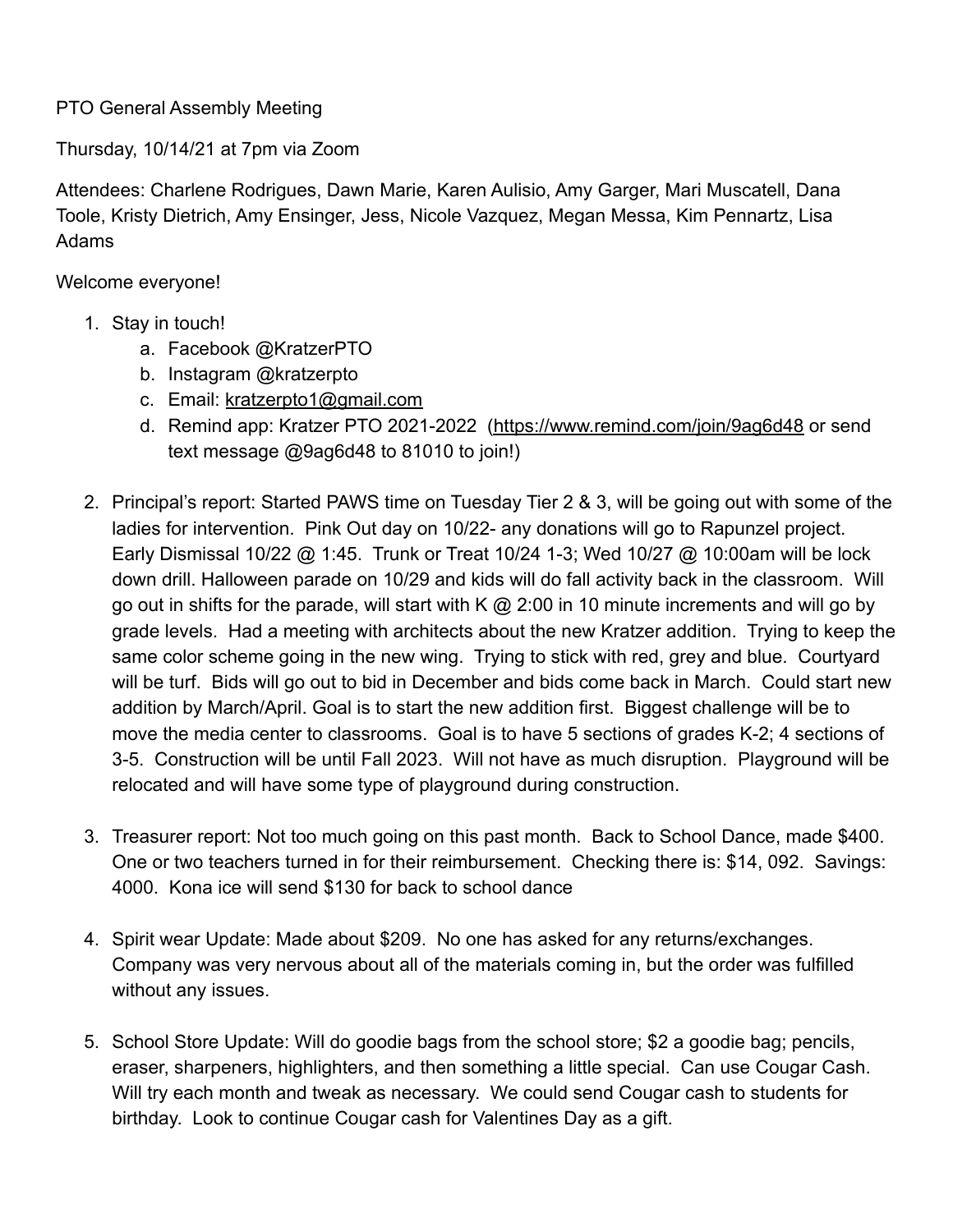PTO General Assembly Meeting

Thursday, 10/14/21 at 7pm via Zoom

Attendees: Charlene Rodrigues, Dawn Marie, Karen Aulisio, Amy Garger, Mari Muscatell, Dana Toole, Kristy Dietrich, Amy Ensinger, Jess, Nicole Vazquez, Megan Messa, Kim Pennartz, Lisa Adams

Welcome everyone!

1. Stay in touch!
   a. Facebook @KratzerPTO
   b. Instagram @kratzerpto
   c. Email: kratzerpto1@gmail.com
   d. Remind app: Kratzer PTO 2021-2022 (https://www.remind.com/join/9ag6d48 or send text message @9ag6d48 to 81010 to join!)

2. Principal's report: Started PAWS time on Tuesday Tier 2 & 3, will be going out with some of the ladies for intervention. Pink Out day on 10/22- any donations will go to Rapunzel project. Early Dismissal 10/22 @ 1:45. Trunk or Treat 10/24 1-3; Wed 10/27 @ 10:00am will be lock down drill. Halloween parade on 10/29 and kids will do fall activity back in the classroom. Will go out in shifts for the parade, will start with K @ 2:00 in 10 minute increments and will go by grade levels. Had a meeting with architects about the new Kratzer addition. Trying to keep the same color scheme going in the new wing. Trying to stick with red, grey and blue. Courtyard will be turf. Bids will go out to bid in December and bids come back in March. Could start new addition by March/April. Goal is to start the new addition first. Biggest challenge will be to move the media center to classrooms. Goal is to have 5 sections of grades K-2; 4 sections of 3-5. Construction will be until Fall 2023. Will not have as much disruption. Playground will be relocated and will have some type of playground during construction.

3. Treasurer report: Not too much going on this past month. Back to School Dance, made $400. One or two teachers turned in for their reimbursement. Checking there is: $14, 092. Savings: 4000. Kona ice will send $130 for back to school dance

4. Spirit wear Update: Made about $209. No one has asked for any returns/exchanges. Company was very nervous about all of the materials coming in, but the order was fulfilled without any issues.

5. School Store Update: Will do goodie bags from the school store; $2 a goodie bag; pencils, eraser, sharpeners, highlighters, and then something a little special. Can use Cougar Cash. Will try each month and tweak as necessary. We could send Cougar cash to students for birthday. Look to continue Cougar cash for Valentines Day as a gift.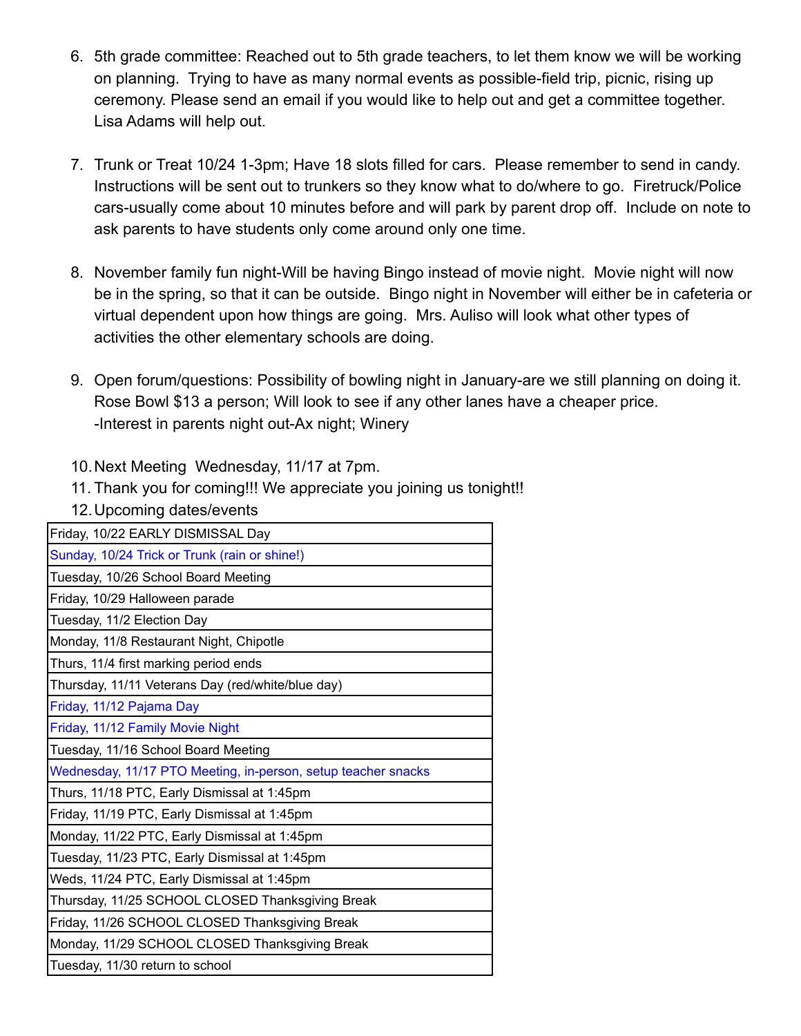6. 5th grade committee: Reached out to 5th grade teachers, to let them know we will be working on planning. Trying to have as many normal events as possible-field trip, picnic, rising up ceremony. Please send an email if you would like to help out and get a committee together. Lisa Adams will help out.

7. Trunk or Treat 10/24 1-3pm; Have 18 slots filled for cars. Please remember to send in candy. Instructions will be sent out to trunkers so they know what to do/where to go. Firetruck/Police cars-usually come about 10 minutes before and will park by parent drop off. Include on note to ask parents to have students only come around only one time.

8. November family fun night-Will be having Bingo instead of movie night. Movie night will now be in the spring, so that it can be outside. Bingo night in November will either be in cafeteria or virtual dependent upon how things are going. Mrs. Auliso will look what other types of activities the other elementary schools are doing.

9. Open forum/questions: Possibility of bowling night in January-are we still planning on doing it. Rose Bowl $13 a person; Will look to see if any other lanes have a cheaper price.
   -Interest in parents night out-Ax night; Winery

10. Next Meeting Wednesday, 11/17 at 7pm.
11. Thank you for coming!!! We appreciate you joining us tonight!!
12. Upcoming dates/events

| |
|---|
| Friday, 10/22 EARLY DISMISSAL Day |
| Sunday, 10/24 Trick or Trunk (rain or shine!) |
| Tuesday, 10/26 School Board Meeting |
| Friday, 10/29 Halloween parade |
| Tuesday, 11/2 Election Day |
| Monday, 11/8 Restaurant Night, Chipotle |
| Thurs, 11/4 first marking period ends |
| Thursday, 11/11 Veterans Day (red/white/blue day) |
| Friday, 11/12 Pajama Day |
| Friday, 11/12 Family Movie Night |
| Tuesday, 11/16 School Board Meeting |
| Wednesday, 11/17 PTO Meeting, in-person, setup teacher snacks |
| Thurs, 11/18 PTC, Early Dismissal at 1:45pm |
| Friday, 11/19 PTC, Early Dismissal at 1:45pm |
| Monday, 11/22 PTC, Early Dismissal at 1:45pm |
| Tuesday, 11/23 PTC, Early Dismissal at 1:45pm |
| Weds, 11/24 PTC, Early Dismissal at 1:45pm |
| Thursday, 11/25 SCHOOL CLOSED Thanksgiving Break |
| Friday, 11/26 SCHOOL CLOSED Thanksgiving Break |
| Monday, 11/29 SCHOOL CLOSED Thanksgiving Break |
| Tuesday, 11/30 return to school |